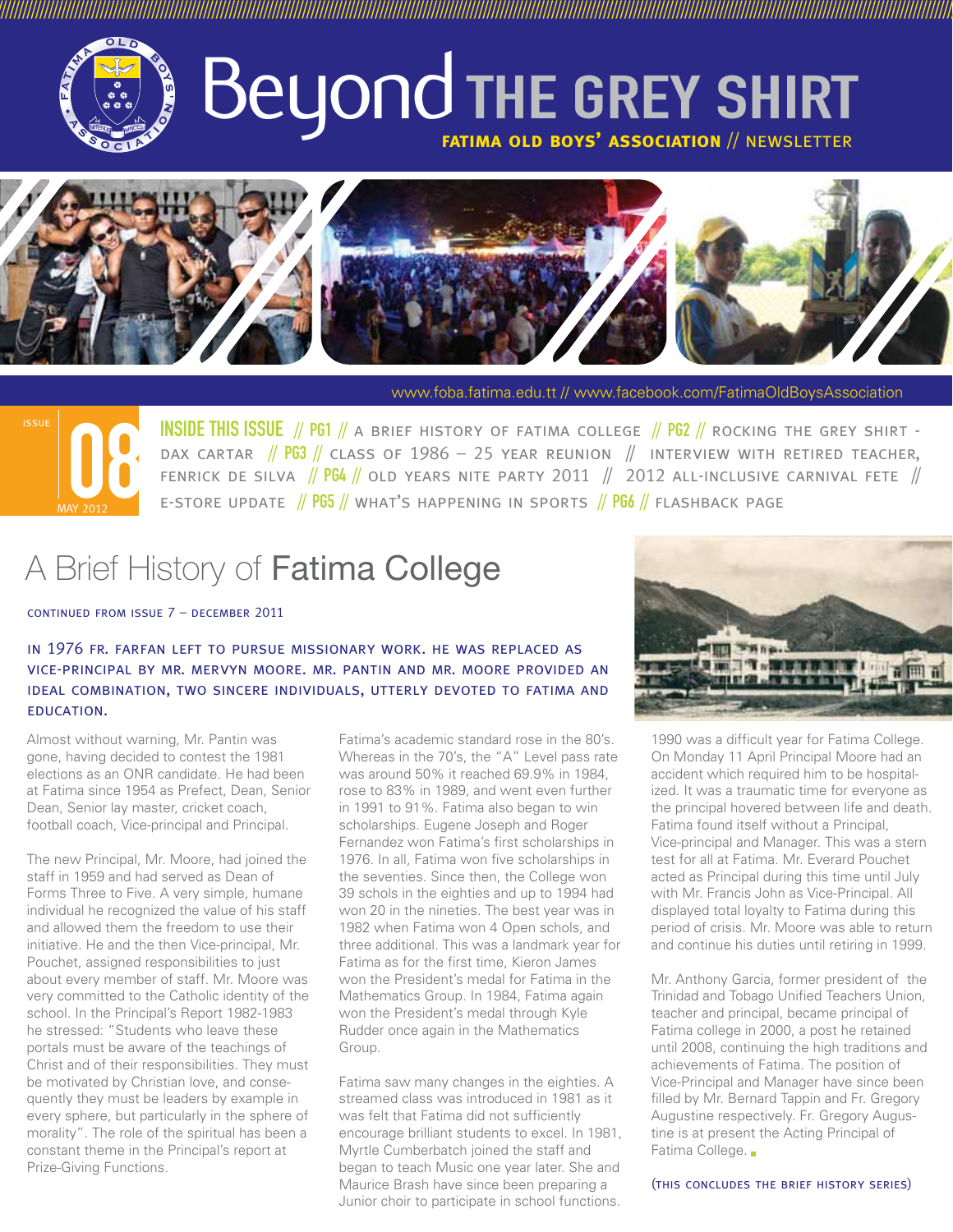# Beyond THE GREY SHIRT

**FATIMA OLD BOYS' ASSOCIATION** // NEWSLETTER

www.foba.fatima.edu.tt // www.facebook.com/FatimaOldBoysAssociation

ISSUE 08 — MAY 2012

**INSIDE THIS ISSUE** // **PG1** // A BRIEF HISTORY OF FATIMA COLLEGE // **PG2** // ROCKING THE GREY SHIRT - DAX CARTAR // **PG3** // CLASS OF 1986 – 25 YEAR REUNION // INTERVIEW WITH RETIRED TEACHER, FENRICK DE SILVA // **PG4** // OLD YEARS NITE PARTY 2011 // 2012 ALL-INCLUSIVE CARNIVAL FETE // E-STORE UPDATE // **PG5** // WHAT'S HAPPENING IN SPORTS // **PG6** // FLASHBACK PAGE

## A Brief History of Fatima College

CONTINUED FROM ISSUE 7 – DECEMBER 2011

IN 1976 FR. FARFAN LEFT TO PURSUE MISSIONARY WORK. HE WAS REPLACED AS VICE-PRINCIPAL BY MR. MERVYN MOORE. MR. PANTIN AND MR. MOORE PROVIDED AN IDEAL COMBINATION, TWO SINCERE INDIVIDUALS, UTTERLY DEVOTED TO FATIMA AND EDUCATION.

Almost without warning, Mr. Pantin was gone, having decided to contest the 1981 elections as an ONR candidate. He had been at Fatima since 1954 as Prefect, Dean, Senior Dean, Senior lay master, cricket coach, football coach, Vice-principal and Principal.

The new Principal, Mr. Moore, had joined the staff in 1959 and had served as Dean of Forms Three to Five. A very simple, humane individual he recognized the value of his staff and allowed them the freedom to use their initiative. He and the then Vice-principal, Mr. Pouchet, assigned responsibilities to just about every member of staff. Mr. Moore was very committed to the Catholic identity of the school. In the Principal's Report 1982-1983 he stressed: "Students who leave these portals must be aware of the teachings of Christ and of their responsibilities. They must be motivated by Christian love, and consequently they must be leaders by example in every sphere, but particularly in the sphere of morality". The role of the spiritual has been a constant theme in the Principal's report at Prize-Giving Functions.

Fatima's academic standard rose in the 80's. Whereas in the 70's, the "A" Level pass rate was around 50% it reached 69.9% in 1984, rose to 83% in 1989, and went even further in 1991 to 91%. Fatima also began to win scholarships. Eugene Joseph and Roger Fernandez won Fatima's first scholarships in 1976. In all, Fatima won five scholarships in the seventies. Since then, the College won 39 schols in the eighties and up to 1994 had won 20 in the nineties. The best year was in 1982 when Fatima won 4 Open schols, and three additional. This was a landmark year for Fatima as for the first time, Kieron James won the President's medal for Fatima in the Mathematics Group. In 1984, Fatima again won the President's medal through Kyle Rudder once again in the Mathematics Group.

Fatima saw many changes in the eighties. A streamed class was introduced in 1981 as it was felt that Fatima did not sufficiently encourage brilliant students to excel. In 1981, Myrtle Cumberbatch joined the staff and began to teach Music one year later. She and Maurice Brash have since been preparing a Junior choir to participate in school functions.

1990 was a difficult year for Fatima College. On Monday 11 April Principal Moore had an accident which required him to be hospitalized. It was a traumatic time for everyone as the principal hovered between life and death. Fatima found itself without a Principal, Vice-principal and Manager. This was a stern test for all at Fatima. Mr. Everard Pouchet acted as Principal during this time until July with Mr. Francis John as Vice-Principal. All displayed total loyalty to Fatima during this period of crisis. Mr. Moore was able to return and continue his duties until retiring in 1999.

Mr. Anthony Garcia, former president of the Trinidad and Tobago Unified Teachers Union, teacher and principal, became principal of Fatima college in 2000, a post he retained until 2008, continuing the high traditions and achievements of Fatima. The position of Vice-Principal and Manager have since been filled by Mr. Bernard Tappin and Fr. Gregory Augustine respectively. Fr. Gregory Augustine is at present the Acting Principal of Fatima College.

(THIS CONCLUDES THE BRIEF HISTORY SERIES)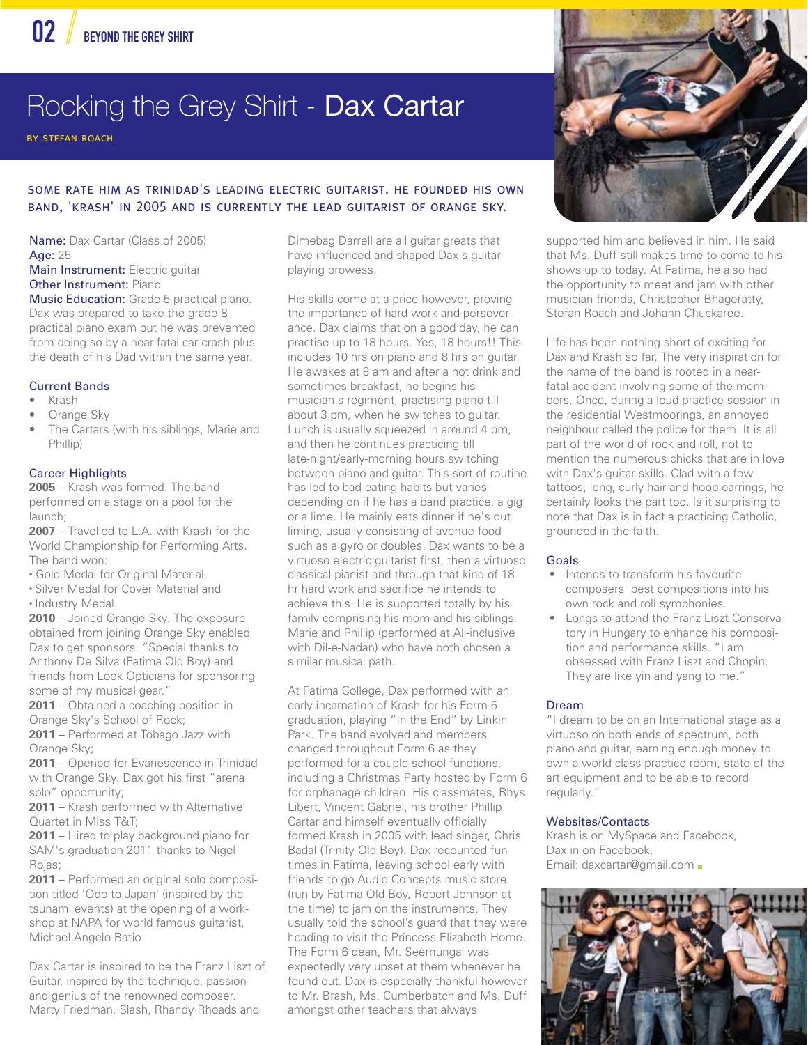# Rocking the Grey Shirt - Dax Cartar

BY STEFAN ROACH

SOME RATE HIM AS TRINIDAD'S LEADING ELECTRIC GUITARIST. HE FOUNDED HIS OWN BAND, 'KRASH' IN 2005 AND IS CURRENTLY THE LEAD GUITARIST OF ORANGE SKY.

**Name:** Dax Cartar (Class of 2005)
**Age:** 25
**Main Instrument:** Electric guitar
**Other Instrument:** Piano
**Music Education:** Grade 5 practical piano. Dax was prepared to take the grade 8 practical piano exam but he was prevented from doing so by a near-fatal car crash plus the death of his Dad within the same year.

## Current Bands

- Krash
- Orange Sky
- The Cartars (with his siblings, Marie and Phillip)

## Career Highlights

**2005** – Krash was formed. The band performed on a stage on a pool for the launch;
**2007** – Travelled to L.A. with Krash for the World Championship for Performing Arts. The band won:

- Gold Medal for Original Material,
- Silver Medal for Cover Material and
- Industry Medal.

**2010** – Joined Orange Sky. The exposure obtained from joining Orange Sky enabled Dax to get sponsors. "Special thanks to Anthony De Silva (Fatima Old Boy) and friends from Look Opticians for sponsoring some of my musical gear."
**2011** – Obtained a coaching position in Orange Sky's School of Rock;
**2011** – Performed at Tobago Jazz with Orange Sky;
**2011** – Opened for Evanescence in Trinidad with Orange Sky. Dax got his first "arena solo" opportunity;
**2011** – Krash performed with Alternative Quartet in Miss T&T;
**2011** – Hired to play background piano for SAM's graduation 2011 thanks to Nigel Rojas;
**2011** – Performed an original solo composition titled 'Ode to Japan' (inspired by the tsunami events) at the opening of a workshop at NAPA for world famous guitarist, Michael Angelo Batio.

Dax Cartar is inspired to be the Franz Liszt of Guitar, inspired by the technique, passion and genius of the renowned composer. Marty Friedman, Slash, Rhandy Rhoads and Dimebag Darrell are all guitar greats that have influenced and shaped Dax's guitar playing prowess.

His skills come at a price however, proving the importance of hard work and perseverance. Dax claims that on a good day, he can practise up to 18 hours. Yes, 18 hours!! This includes 10 hrs on piano and 8 hrs on guitar. He awakes at 8 am and after a hot drink and sometimes breakfast, he begins his musician's regiment, practising piano till about 3 pm, when he switches to guitar. Lunch is usually squeezed in around 4 pm, and then he continues practicing till late-night/early-morning hours switching between piano and guitar. This sort of routine has led to bad eating habits but varies depending on if he has a band practice, a gig or a lime. He mainly eats dinner if he's out liming, usually consisting of avenue food such as a gyro or doubles. Dax wants to be a virtuoso electric guitarist first, then a virtuoso classical pianist and through that kind of 18 hr hard work and sacrifice he intends to achieve this. He is supported totally by his family comprising his mom and his siblings, Marie and Phillip (performed at All-inclusive with Dil-e-Nadan) who have both chosen a similar musical path.

At Fatima College, Dax performed with an early incarnation of Krash for his Form 5 graduation, playing "In the End" by Linkin Park. The band evolved and members changed throughout Form 6 as they performed for a couple school functions, including a Christmas Party hosted by Form 6 for orphanage children. His classmates, Rhys Libert, Vincent Gabriel, his brother Phillip Cartar and himself eventually officially formed Krash in 2005 with lead singer, Chris Badal (Trinity Old Boy). Dax recounted fun times in Fatima, leaving school early with friends to go Audio Concepts music store (run by Fatima Old Boy, Robert Johnson at the time) to jam on the instruments. They usually told the school's guard that they were heading to visit the Princess Elizabeth Home. The Form 6 dean, Mr. Seemungal was expectedly very upset at them whenever he found out. Dax is especially thankful however to Mr. Brash, Ms. Cumberbatch and Ms. Duff amongst other teachers that always supported him and believed in him. He said that Ms. Duff still makes time to come to his shows up to today. At Fatima, he also had the opportunity to meet and jam with other musician friends, Christopher Bhageratty, Stefan Roach and Johann Chuckaree.

Life has been nothing short of exciting for Dax and Krash so far. The very inspiration for the name of the band is rooted in a near-fatal accident involving some of the members. Once, during a loud practice session in the residential Westmoorings, an annoyed neighbour called the police for them. It is all part of the world of rock and roll, not to mention the numerous chicks that are in love with Dax's guitar skills. Clad with a few tattoos, long, curly hair and hoop earrings, he certainly looks the part too. Is it surprising to note that Dax is in fact a practicing Catholic, grounded in the faith.

## Goals

- Intends to transform his favourite composers' best compositions into his own rock and roll symphonies.
- Longs to attend the Franz Liszt Conservatory in Hungary to enhance his composition and performance skills. "I am obsessed with Franz Liszt and Chopin. They are like yin and yang to me."

## Dream

"I dream to be on an International stage as a virtuoso on both ends of spectrum, both piano and guitar, earning enough money to own a world class practice room, state of the art equipment and to be able to record regularly."

## Websites/Contacts

Krash is on MySpace and Facebook,
Dax in on Facebook,
Email: daxcartar@gmail.com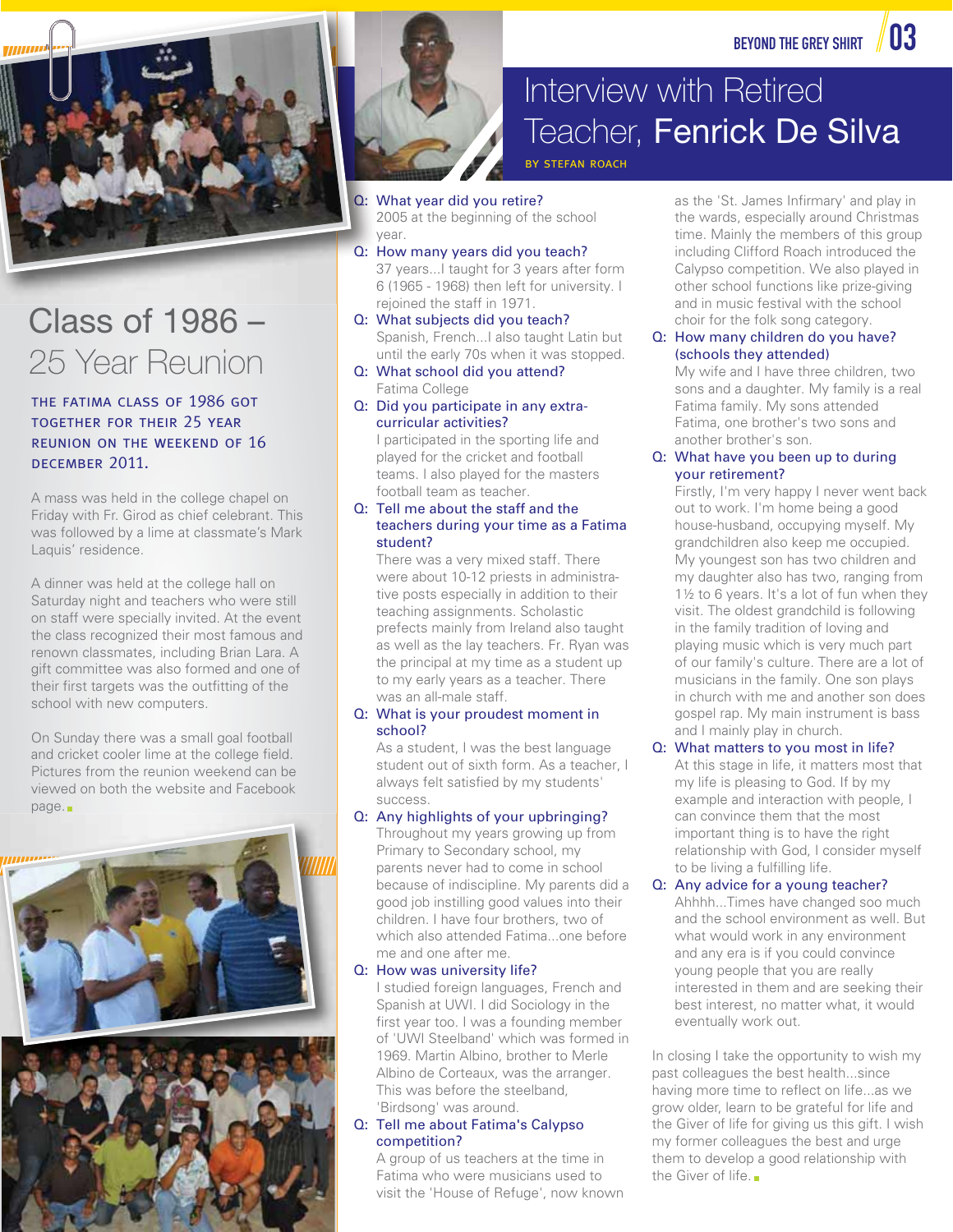# Class of 1986 – 25 Year Reunion

THE FATIMA CLASS OF 1986 GOT TOGETHER FOR THEIR 25 YEAR REUNION ON THE WEEKEND OF 16 DECEMBER 2011.

A mass was held in the college chapel on Friday with Fr. Girod as chief celebrant. This was followed by a lime at classmate's Mark Laquis' residence.

A dinner was held at the college hall on Saturday night and teachers who were still on staff were specially invited. At the event the class recognized their most famous and renown classmates, including Brian Lara. A gift committee was also formed and one of their first targets was the outfitting of the school with new computers.

On Sunday there was a small goal football and cricket cooler lime at the college field. Pictures from the reunion weekend can be viewed on both the website and Facebook page.

# Interview with Retired Teacher, Fenrick De Silva

BY STEFAN ROACH

**Q: What year did you retire?**
2005 at the beginning of the school year.

**Q: How many years did you teach?**
37 years...I taught for 3 years after form 6 (1965 - 1968) then left for university. I rejoined the staff in 1971.

**Q: What subjects did you teach?**
Spanish, French...I also taught Latin but until the early 70s when it was stopped.

**Q: What school did you attend?**
Fatima College

**Q: Did you participate in any extra-curricular activities?**
I participated in the sporting life and played for the cricket and football teams. I also played for the masters football team as teacher.

**Q: Tell me about the staff and the teachers during your time as a Fatima student?**
There was a very mixed staff. There were about 10-12 priests in administrative posts especially in addition to their teaching assignments. Scholastic prefects mainly from Ireland also taught as well as the lay teachers. Fr. Ryan was the principal at my time as a student up to my early years as a teacher. There was an all-male staff.

**Q: What is your proudest moment in school?**
As a student, I was the best language student out of sixth form. As a teacher, I always felt satisfied by my students' success.

**Q: Any highlights of your upbringing?**
Throughout my years growing up from Primary to Secondary school, my parents never had to come in school because of indiscipline. My parents did a good job instilling good values into their children. I have four brothers, two of which also attended Fatima...one before me and one after me.

**Q: How was university life?**
I studied foreign languages, French and Spanish at UWI. I did Sociology in the first year too. I was a founding member of 'UWI Steelband' which was formed in 1969. Martin Albino, brother to Merle Albino de Corteaux, was the arranger. This was before the steelband, 'Birdsong' was around.

**Q: Tell me about Fatima's Calypso competition?**
A group of us teachers at the time in Fatima who were musicians used to visit the 'House of Refuge', now known as the 'St. James Infirmary' and play in the wards, especially around Christmas time. Mainly the members of this group including Clifford Roach introduced the Calypso competition. We also played in other school functions like prize-giving and in music festival with the school choir for the folk song category.

**Q: How many children do you have? (schools they attended)**
My wife and I have three children, two sons and a daughter. My family is a real Fatima family. My sons attended Fatima, one brother's two sons and another brother's son.

**Q: What have you been up to during your retirement?**
Firstly, I'm very happy I never went back out to work. I'm home being a good house-husband, occupying myself. My grandchildren also keep me occupied. My youngest son has two children and my daughter also has two, ranging from 1½ to 6 years. It's a lot of fun when they visit. The oldest grandchild is following in the family tradition of loving and playing music which is very much part of our family's culture. There are a lot of musicians in the family. One son plays in church with me and another son does gospel rap. My main instrument is bass and I mainly play in church.

**Q: What matters to you most in life?**
At this stage in life, it matters most that my life is pleasing to God. If by my example and interaction with people, I can convince them that the most important thing is to have the right relationship with God, I consider myself to be living a fulfilling life.

**Q: Any advice for a young teacher?**
Ahhhh...Times have changed soo much and the school environment as well. But what would work in any environment and any era is if you could convince young people that you are really interested in them and are seeking their best interest, no matter what, it would eventually work out.

In closing I take the opportunity to wish my past colleagues the best health...since having more time to reflect on life...as we grow older, learn to be grateful for life and the Giver of life for giving us this gift. I wish my former colleagues the best and urge them to develop a good relationship with the Giver of life.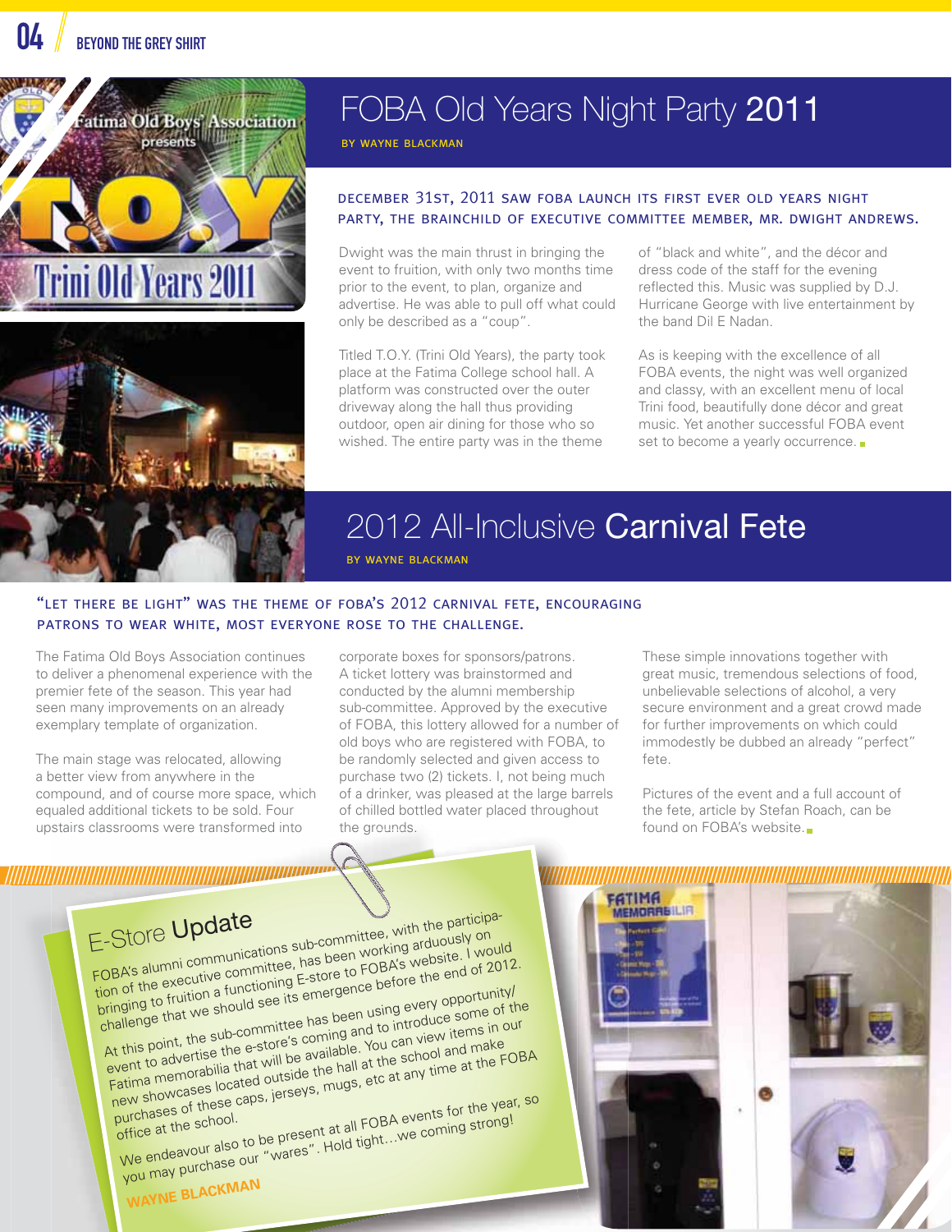# FOBA Old Years Night Party 2011

BY WAYNE BLACKMAN

DECEMBER 31ST, 2011 SAW FOBA LAUNCH ITS FIRST EVER OLD YEARS NIGHT PARTY, THE BRAINCHILD OF EXECUTIVE COMMITTEE MEMBER, MR. DWIGHT ANDREWS.

Dwight was the main thrust in bringing the event to fruition, with only two months time prior to the event, to plan, organize and advertise. He was able to pull off what could only be described as a "coup".

Titled T.O.Y. (Trini Old Years), the party took place at the Fatima College school hall. A platform was constructed over the outer driveway along the hall thus providing outdoor, open air dining for those who so wished. The entire party was in the theme of "black and white", and the décor and dress code of the staff for the evening reflected this. Music was supplied by D.J. Hurricane George with live entertainment by the band Dil E Nadan.

As is keeping with the excellence of all FOBA events, the night was well organized and classy, with an excellent menu of local Trini food, beautifully done décor and great music. Yet another successful FOBA event set to become a yearly occurrence.

# 2012 All-Inclusive Carnival Fete

BY WAYNE BLACKMAN

"LET THERE BE LIGHT" WAS THE THEME OF FOBA'S 2012 CARNIVAL FETE, ENCOURAGING PATRONS TO WEAR WHITE, MOST EVERYONE ROSE TO THE CHALLENGE.

The Fatima Old Boys Association continues to deliver a phenomenal experience with the premier fete of the season. This year had seen many improvements on an already exemplary template of organization.

The main stage was relocated, allowing a better view from anywhere in the compound, and of course more space, which equaled additional tickets to be sold. Four upstairs classrooms were transformed into corporate boxes for sponsors/patrons. A ticket lottery was brainstormed and conducted by the alumni membership sub-committee. Approved by the executive of FOBA, this lottery allowed for a number of old boys who are registered with FOBA, to be randomly selected and given access to purchase two (2) tickets. I, not being much of a drinker, was pleased at the large barrels of chilled bottled water placed throughout the grounds.

These simple innovations together with great music, tremendous selections of food, unbelievable selections of alcohol, a very secure environment and a great crowd made for further improvements on which could immodestly be dubbed an already "perfect" fete.

Pictures of the event and a full account of the fete, article by Stefan Roach, can be found on FOBA's website.

## E-Store Update

FOBA's alumni communications sub-committee, with the participation of the executive committee, has been working arduously on bringing to fruition a functioning E-store to FOBA's website. I would challenge that we should see its emergence before the end of 2012.

At this point, the sub-committee has been using every opportunity/event to advertise the e-store's coming and to introduce some of the Fatima memorabilia that will be available. You can view items in our new showcases located outside the hall at the school and make purchases of these caps, jerseys, mugs, etc at any time at the FOBA office at the school.

We endeavour also to be present at all FOBA events for the year, so you may purchase our "wares". Hold tight…we coming strong!

WAYNE BLACKMAN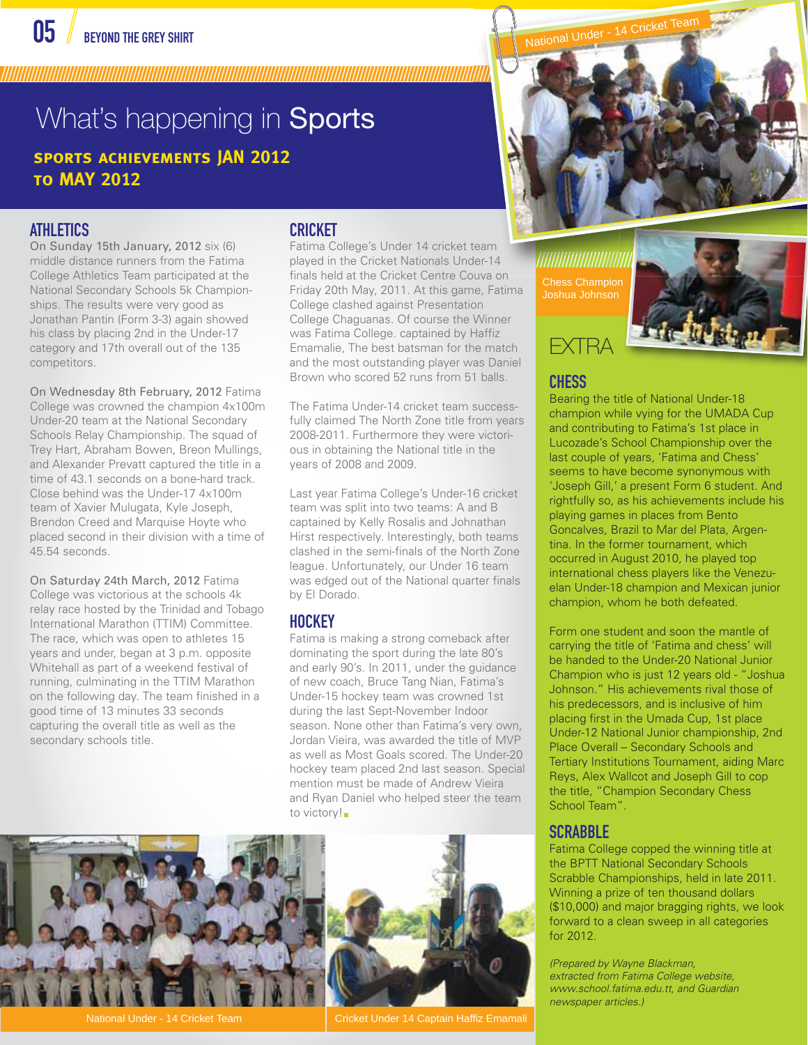# What's happening in Sports

## SPORTS ACHIEVEMENTS JAN 2012 TO MAY 2012

### ATHLETICS

On Sunday 15th January, 2012 six (6) middle distance runners from the Fatima College Athletics Team participated at the National Secondary Schools 5k Championships. The results were very good as Jonathan Pantin (Form 3-3) again showed his class by placing 2nd in the Under-17 category and 17th overall out of the 135 competitors.

On Wednesday 8th February, 2012 Fatima College was crowned the champion 4x100m Under-20 team at the National Secondary Schools Relay Championship. The squad of Trey Hart, Abraham Bowen, Breon Mullings, and Alexander Prevatt captured the title in a time of 43.1 seconds on a bone-hard track. Close behind was the Under-17 4x100m team of Xavier Mulugata, Kyle Joseph, Brendon Creed and Marquise Hoyte who placed second in their division with a time of 45.54 seconds.

On Saturday 24th March, 2012 Fatima College was victorious at the schools 4k relay race hosted by the Trinidad and Tobago International Marathon (TTIM) Committee. The race, which was open to athletes 15 years and under, began at 3 p.m. opposite Whitehall as part of a weekend festival of running, culminating in the TTIM Marathon on the following day. The team finished in a good time of 13 minutes 33 seconds capturing the overall title as well as the secondary schools title.

### CRICKET

Fatima College's Under 14 cricket team played in the Cricket Nationals Under-14 finals held at the Cricket Centre Couva on Friday 20th May, 2011. At this game, Fatima College clashed against Presentation College Chaguanas. Of course the Winner was Fatima College. captained by Haffiz Emamalie, The best batsman for the match and the most outstanding player was Daniel Brown who scored 52 runs from 51 balls.

The Fatima Under-14 cricket team successfully claimed The North Zone title from years 2008-2011. Furthermore they were victorious in obtaining the National title in the years of 2008 and 2009.

Last year Fatima College's Under-16 cricket team was split into two teams: A and B captained by Kelly Rosalis and Johnathan Hirst respectively. Interestingly, both teams clashed in the semi-finals of the North Zone league. Unfortunately, our Under 16 team was edged out of the National quarter finals by El Dorado.

### HOCKEY

Fatima is making a strong comeback after dominating the sport during the late 80's and early 90's. In 2011, under the guidance of new coach, Bruce Tang Nian, Fatima's Under-15 hockey team was crowned 1st during the last Sept-November Indoor season. None other than Fatima's very own, Jordan Vieira, was awarded the title of MVP as well as Most Goals scored. The Under-20 hockey team placed 2nd last season. Special mention must be made of Andrew Vieira and Ryan Daniel who helped steer the team to victory!

National Under - 14 Cricket Team

Chess Champion Joshua Johnson

## EXTRA

### CHESS

Bearing the title of National Under-18 champion while vying for the UMADA Cup and contributing to Fatima's 1st place in Lucozade's School Championship over the last couple of years, 'Fatima and Chess' seems to have become synonymous with 'Joseph Gill,' a present Form 6 student. And rightfully so, as his achievements include his playing games in places from Bento Goncalves, Brazil to Mar del Plata, Argentina. In the former tournament, which occurred in August 2010, he played top international chess players like the Venezuelan Under-18 champion and Mexican junior champion, whom he both defeated.

Form one student and soon the mantle of carrying the title of 'Fatima and chess' will be handed to the Under-20 National Junior Champion who is just 12 years old - "Joshua Johnson." His achievements rival those of his predecessors, and is inclusive of him placing first in the Umada Cup, 1st place Under-12 National Junior championship, 2nd Place Overall – Secondary Schools and Tertiary Institutions Tournament, aiding Marc Reys, Alex Wallcot and Joseph Gill to cop the title, "Champion Secondary Chess School Team".

### SCRABBLE

Fatima College copped the winning title at the BPTT National Secondary Schools Scrabble Championships, held in late 2011. Winning a prize of ten thousand dollars ($10,000) and major bragging rights, we look forward to a clean sweep in all categories for 2012.

*(Prepared by Wayne Blackman, extracted from Fatima College website, www.school.fatima.edu.tt, and Guardian newspaper articles.)*

National Under - 14 Cricket Team

Cricket Under 14 Captain Haffiz Emamali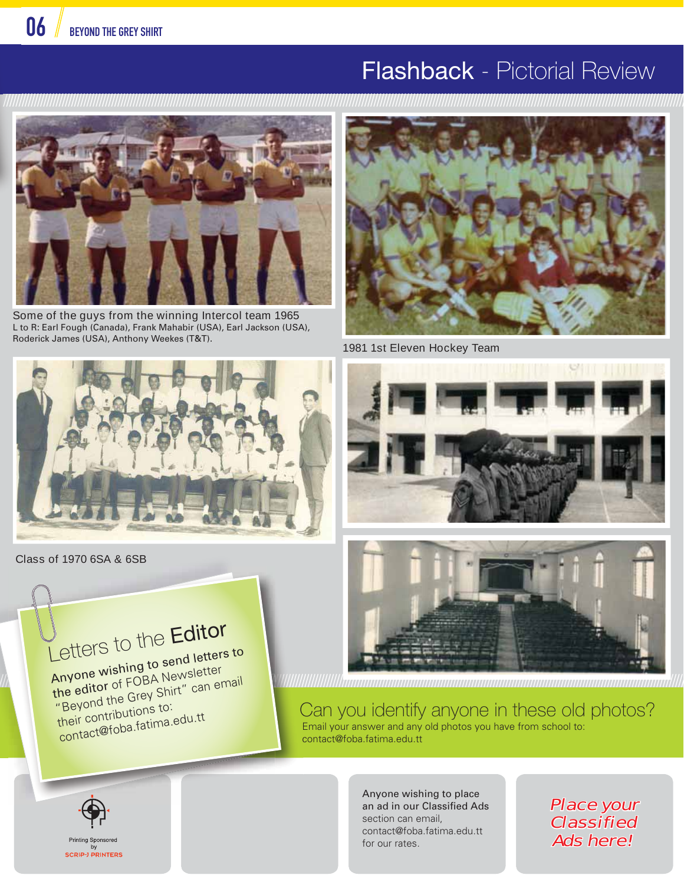# Flashback - Pictorial Review

Some of the guys from the winning Intercol team 1965
L to R: Earl Fough (Canada), Frank Mahabir (USA), Earl Jackson (USA), Roderick James (USA), Anthony Weekes (T&T).

1981 1st Eleven Hockey Team

Class of 1970 6SA & 6SB

## Letters to the Editor

Anyone wishing to send letters to the editor of FOBA Newsletter "Beyond the Grey Shirt" can email their contributions to: contact@foba.fatima.edu.tt

## Can you identify anyone in these old photos?

Email your answer and any old photos you have from school to: contact@foba.fatima.edu.tt

Printing Sponsored by SCRIP-J PRINTERS

Anyone wishing to place an ad in our Classified Ads section can email, contact@foba.fatima.edu.tt for our rates.

*Place your Classified Ads here!*